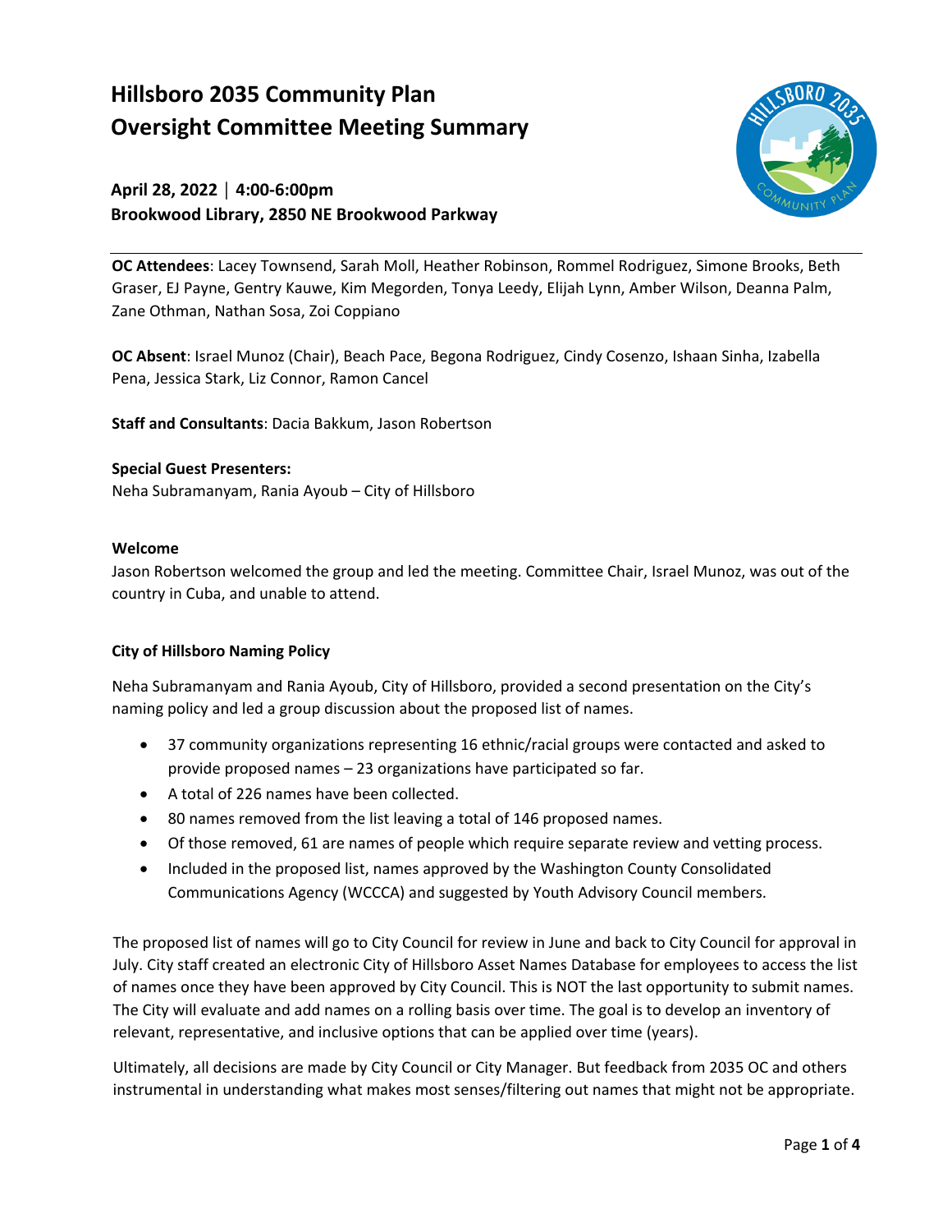# Hillsboro 2035 Community Plan
# Oversight Committee Meeting Summary

### April 28, 2022 | 4:00-6:00pm
### Brookwood Library, 2850 NE Brookwood Parkway

**OC Attendees**: Lacey Townsend, Sarah Moll, Heather Robinson, Rommel Rodriguez, Simone Brooks, Beth Graser, EJ Payne, Gentry Kauwe, Kim Megorden, Tonya Leedy, Elijah Lynn, Amber Wilson, Deanna Palm, Zane Othman, Nathan Sosa, Zoi Coppiano

**OC Absent**: Israel Munoz (Chair), Beach Pace, Begona Rodriguez, Cindy Cosenzo, Ishaan Sinha, Izabella Pena, Jessica Stark, Liz Connor, Ramon Cancel

**Staff and Consultants**: Dacia Bakkum, Jason Robertson

**Special Guest Presenters:**
Neha Subramanyam, Rania Ayoub – City of Hillsboro

**Welcome**

Jason Robertson welcomed the group and led the meeting. Committee Chair, Israel Munoz, was out of the country in Cuba, and unable to attend.

**City of Hillsboro Naming Policy**

Neha Subramanyam and Rania Ayoub, City of Hillsboro, provided a second presentation on the City's naming policy and led a group discussion about the proposed list of names.

- 37 community organizations representing 16 ethnic/racial groups were contacted and asked to provide proposed names – 23 organizations have participated so far.
- A total of 226 names have been collected.
- 80 names removed from the list leaving a total of 146 proposed names.
- Of those removed, 61 are names of people which require separate review and vetting process.
- Included in the proposed list, names approved by the Washington County Consolidated Communications Agency (WCCCA) and suggested by Youth Advisory Council members.

The proposed list of names will go to City Council for review in June and back to City Council for approval in July. City staff created an electronic City of Hillsboro Asset Names Database for employees to access the list of names once they have been approved by City Council. This is NOT the last opportunity to submit names. The City will evaluate and add names on a rolling basis over time. The goal is to develop an inventory of relevant, representative, and inclusive options that can be applied over time (years).

Ultimately, all decisions are made by City Council or City Manager. But feedback from 2035 OC and others instrumental in understanding what makes most senses/filtering out names that might not be appropriate.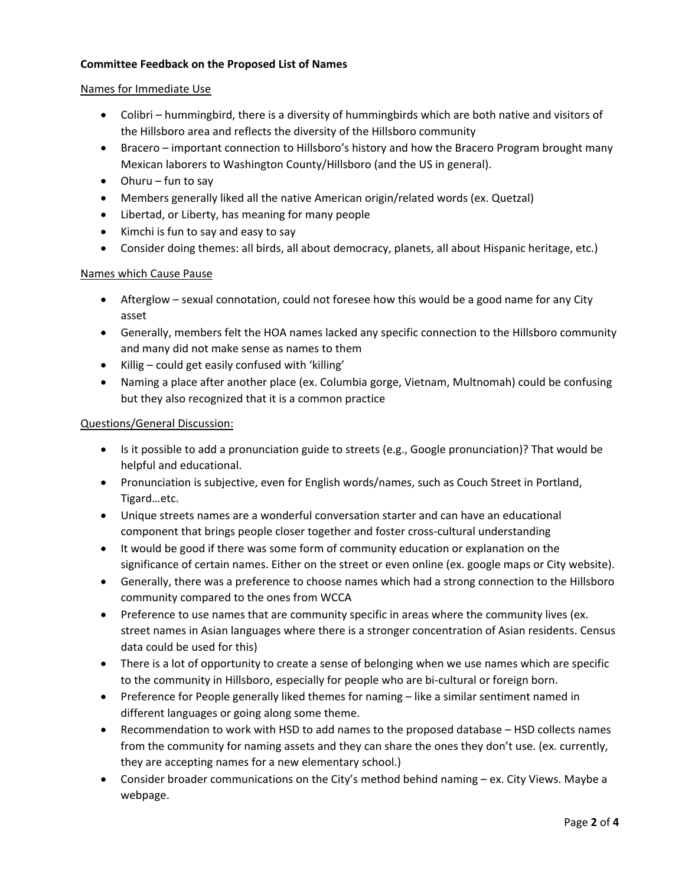**Committee Feedback on the Proposed List of Names**

Names for Immediate Use

- Colibri – hummingbird, there is a diversity of hummingbirds which are both native and visitors of the Hillsboro area and reflects the diversity of the Hillsboro community
- Bracero – important connection to Hillsboro's history and how the Bracero Program brought many Mexican laborers to Washington County/Hillsboro (and the US in general).
- Ohuru – fun to say
- Members generally liked all the native American origin/related words (ex. Quetzal)
- Libertad, or Liberty, has meaning for many people
- Kimchi is fun to say and easy to say
- Consider doing themes: all birds, all about democracy, planets, all about Hispanic heritage, etc.)

Names which Cause Pause

- Afterglow – sexual connotation, could not foresee how this would be a good name for any City asset
- Generally, members felt the HOA names lacked any specific connection to the Hillsboro community and many did not make sense as names to them
- Killig – could get easily confused with 'killing'
- Naming a place after another place (ex. Columbia gorge, Vietnam, Multnomah) could be confusing but they also recognized that it is a common practice

Questions/General Discussion:

- Is it possible to add a pronunciation guide to streets (e.g., Google pronunciation)? That would be helpful and educational.
- Pronunciation is subjective, even for English words/names, such as Couch Street in Portland, Tigard…etc.
- Unique streets names are a wonderful conversation starter and can have an educational component that brings people closer together and foster cross-cultural understanding
- It would be good if there was some form of community education or explanation on the significance of certain names. Either on the street or even online (ex. google maps or City website).
- Generally, there was a preference to choose names which had a strong connection to the Hillsboro community compared to the ones from WCCA
- Preference to use names that are community specific in areas where the community lives (ex. street names in Asian languages where there is a stronger concentration of Asian residents. Census data could be used for this)
- There is a lot of opportunity to create a sense of belonging when we use names which are specific to the community in Hillsboro, especially for people who are bi-cultural or foreign born.
- Preference for People generally liked themes for naming – like a similar sentiment named in different languages or going along some theme.
- Recommendation to work with HSD to add names to the proposed database – HSD collects names from the community for naming assets and they can share the ones they don't use. (ex. currently, they are accepting names for a new elementary school.)
- Consider broader communications on the City's method behind naming – ex. City Views. Maybe a webpage.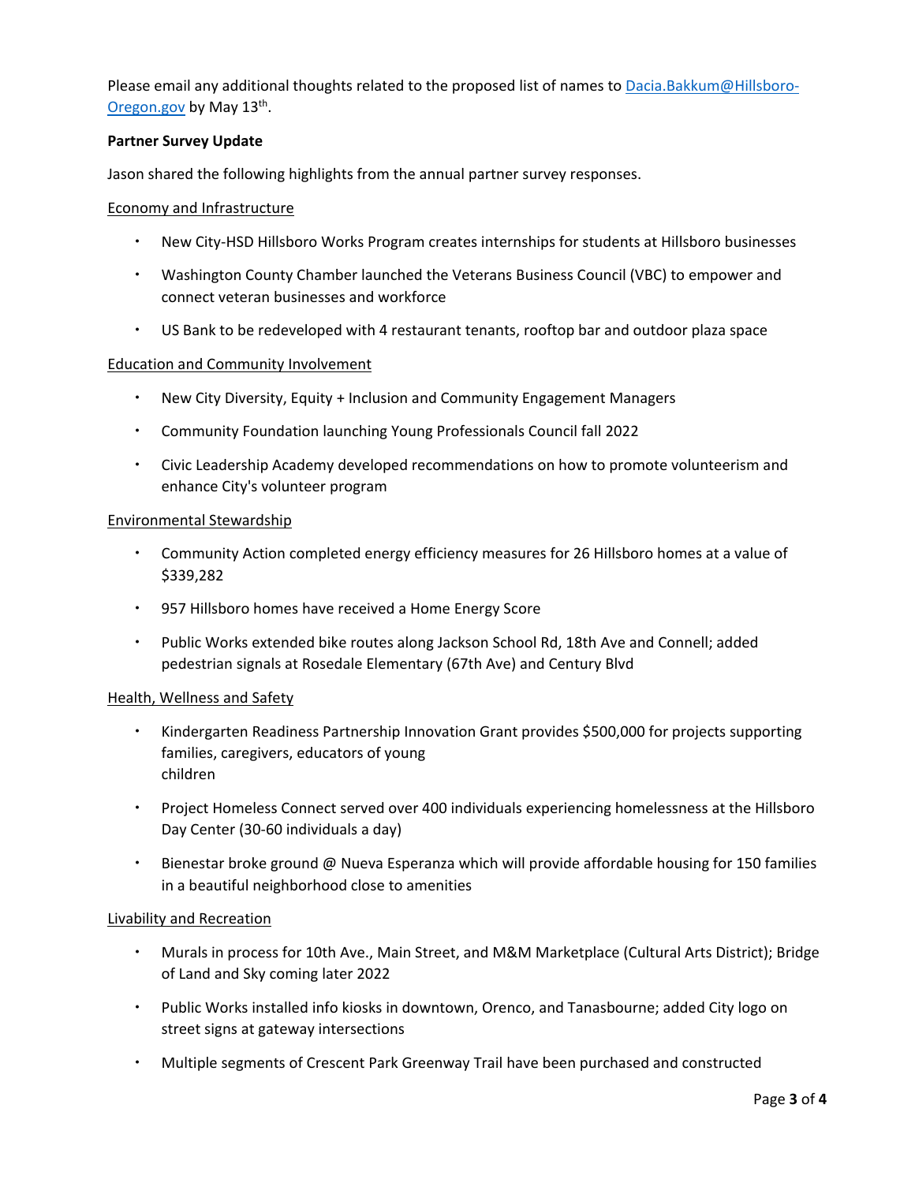Please email any additional thoughts related to the proposed list of names to [Dacia.Bakkum@Hillsboro-Oregon.gov](mailto:Dacia.Bakkum@Hillsboro-Oregon.gov) by May 13th.

**Partner Survey Update**

Jason shared the following highlights from the annual partner survey responses.

Economy and Infrastructure

- New City-HSD Hillsboro Works Program creates internships for students at Hillsboro businesses
- Washington County Chamber launched the Veterans Business Council (VBC) to empower and connect veteran businesses and workforce
- US Bank to be redeveloped with 4 restaurant tenants, rooftop bar and outdoor plaza space

Education and Community Involvement

- New City Diversity, Equity + Inclusion and Community Engagement Managers
- Community Foundation launching Young Professionals Council fall 2022
- Civic Leadership Academy developed recommendations on how to promote volunteerism and enhance City's volunteer program

Environmental Stewardship

- Community Action completed energy efficiency measures for 26 Hillsboro homes at a value of $339,282
- 957 Hillsboro homes have received a Home Energy Score
- Public Works extended bike routes along Jackson School Rd, 18th Ave and Connell; added pedestrian signals at Rosedale Elementary (67th Ave) and Century Blvd

Health, Wellness and Safety

- Kindergarten Readiness Partnership Innovation Grant provides $500,000 for projects supporting families, caregivers, educators of young children
- Project Homeless Connect served over 400 individuals experiencing homelessness at the Hillsboro Day Center (30-60 individuals a day)
- Bienestar broke ground @ Nueva Esperanza which will provide affordable housing for 150 families in a beautiful neighborhood close to amenities

Livability and Recreation

- Murals in process for 10th Ave., Main Street, and M&M Marketplace (Cultural Arts District); Bridge of Land and Sky coming later 2022
- Public Works installed info kiosks in downtown, Orenco, and Tanasbourne; added City logo on street signs at gateway intersections
- Multiple segments of Crescent Park Greenway Trail have been purchased and constructed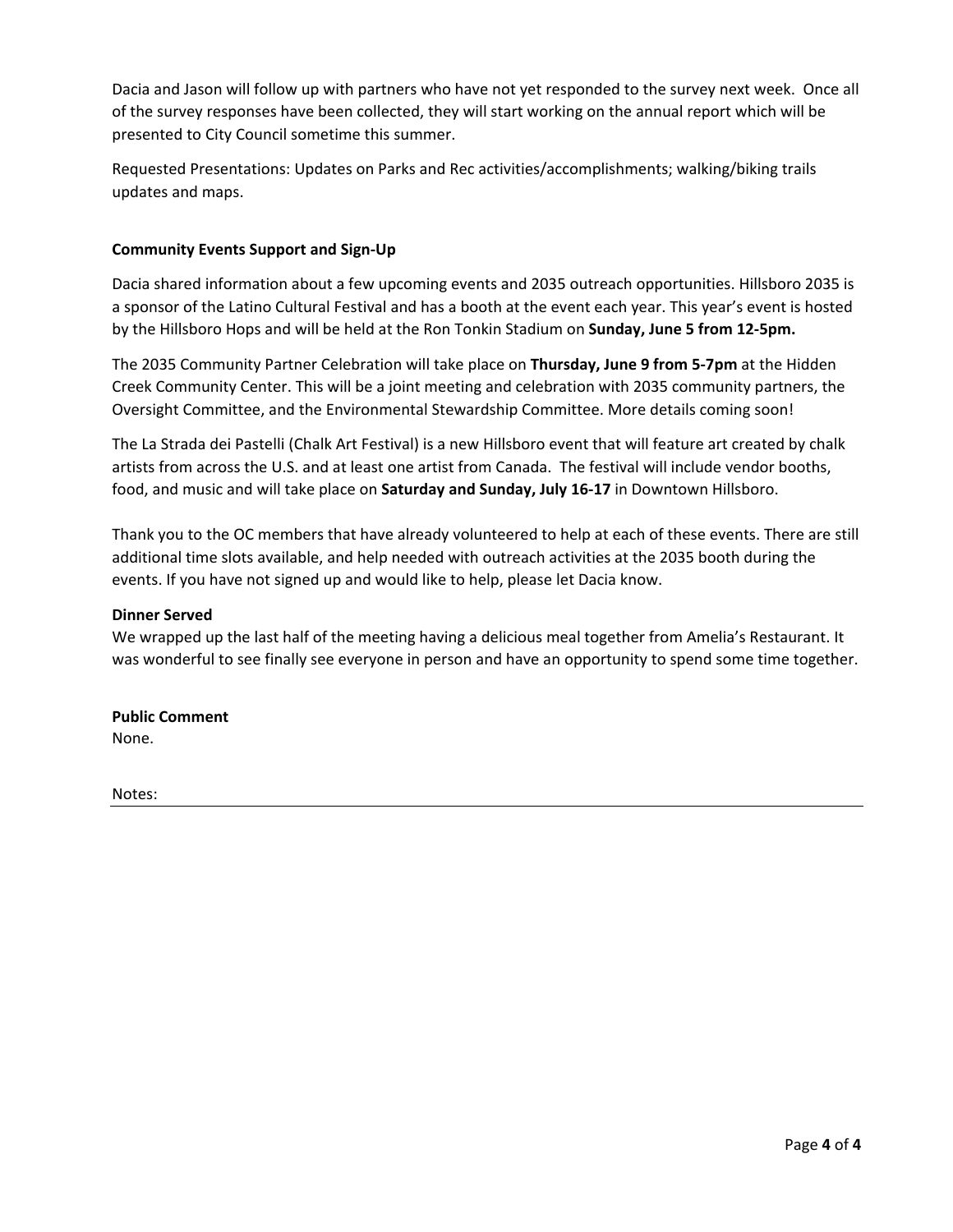Dacia and Jason will follow up with partners who have not yet responded to the survey next week. Once all of the survey responses have been collected, they will start working on the annual report which will be presented to City Council sometime this summer.

Requested Presentations: Updates on Parks and Rec activities/accomplishments; walking/biking trails updates and maps.

**Community Events Support and Sign-Up**

Dacia shared information about a few upcoming events and 2035 outreach opportunities. Hillsboro 2035 is a sponsor of the Latino Cultural Festival and has a booth at the event each year. This year's event is hosted by the Hillsboro Hops and will be held at the Ron Tonkin Stadium on **Sunday, June 5 from 12-5pm.**

The 2035 Community Partner Celebration will take place on **Thursday, June 9 from 5-7pm** at the Hidden Creek Community Center. This will be a joint meeting and celebration with 2035 community partners, the Oversight Committee, and the Environmental Stewardship Committee. More details coming soon!

The La Strada dei Pastelli (Chalk Art Festival) is a new Hillsboro event that will feature art created by chalk artists from across the U.S. and at least one artist from Canada. The festival will include vendor booths, food, and music and will take place on **Saturday and Sunday, July 16-17** in Downtown Hillsboro.

Thank you to the OC members that have already volunteered to help at each of these events. There are still additional time slots available, and help needed with outreach activities at the 2035 booth during the events. If you have not signed up and would like to help, please let Dacia know.

**Dinner Served**

We wrapped up the last half of the meeting having a delicious meal together from Amelia's Restaurant. It was wonderful to see finally see everyone in person and have an opportunity to spend some time together.

**Public Comment**

None.

Notes: